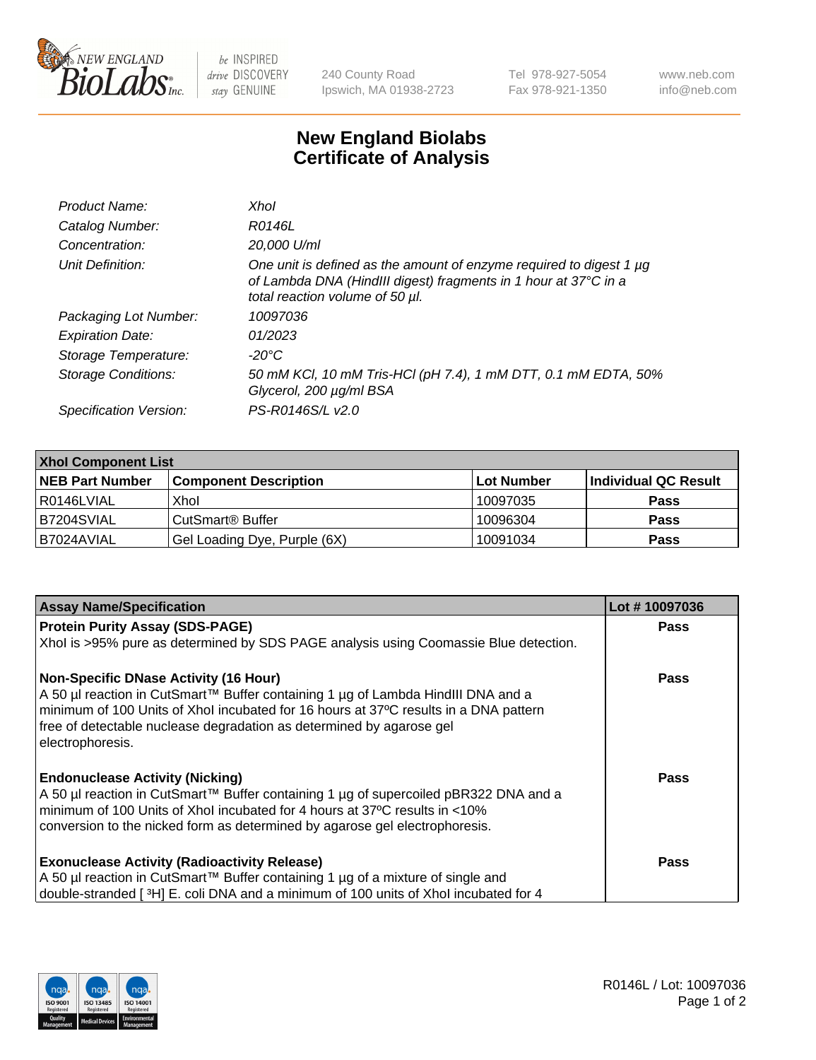# New England Biolabs Certificate of Analysis

| | |
|---|---|
| *Product Name:* | *XhoI* |
| *Catalog Number:* | *R0146L* |
| *Concentration:* | *20,000 U/ml* |
| *Unit Definition:* | *One unit is defined as the amount of enzyme required to digest 1 µg of Lambda DNA (HindIII digest) fragments in 1 hour at 37°C in a total reaction volume of 50 µl.* |
| *Packaging Lot Number:* | *10097036* |
| *Expiration Date:* | *01/2023* |
| *Storage Temperature:* | *-20°C* |
| *Storage Conditions:* | *50 mM KCl, 10 mM Tris-HCl (pH 7.4), 1 mM DTT, 0.1 mM EDTA, 50% Glycerol, 200 µg/ml BSA* |
| *Specification Version:* | *PS-R0146S/L v2.0* |

| XhoI Component List | | | |
|---|---|---|---|
| **NEB Part Number** | **Component Description** | **Lot Number** | **Individual QC Result** |
| R0146LVIAL | XhoI | 10097035 | **Pass** |
| B7204SVIAL | CutSmart® Buffer | 10096304 | **Pass** |
| B7024AVIAL | Gel Loading Dye, Purple (6X) | 10091034 | **Pass** |

| Assay Name/Specification | Lot # 10097036 |
|---|---|
| **Protein Purity Assay (SDS-PAGE)**<br>XhoI is >95% pure as determined by SDS PAGE analysis using Coomassie Blue detection. | **Pass** |
| **Non-Specific DNase Activity (16 Hour)**<br>A 50 µl reaction in CutSmart™ Buffer containing 1 µg of Lambda HindIII DNA and a minimum of 100 Units of XhoI incubated for 16 hours at 37ºC results in a DNA pattern free of detectable nuclease degradation as determined by agarose gel electrophoresis. | **Pass** |
| **Endonuclease Activity (Nicking)**<br>A 50 µl reaction in CutSmart™ Buffer containing 1 µg of supercoiled pBR322 DNA and a minimum of 100 Units of XhoI incubated for 4 hours at 37ºC results in <10% conversion to the nicked form as determined by agarose gel electrophoresis. | **Pass** |
| **Exonuclease Activity (Radioactivity Release)**<br>A 50 µl reaction in CutSmart™ Buffer containing 1 µg of a mixture of single and double-stranded [ $^{3}$H] E. coli DNA and a minimum of 100 units of XhoI incubated for 4 | **Pass** |

R0146L / Lot: 10097036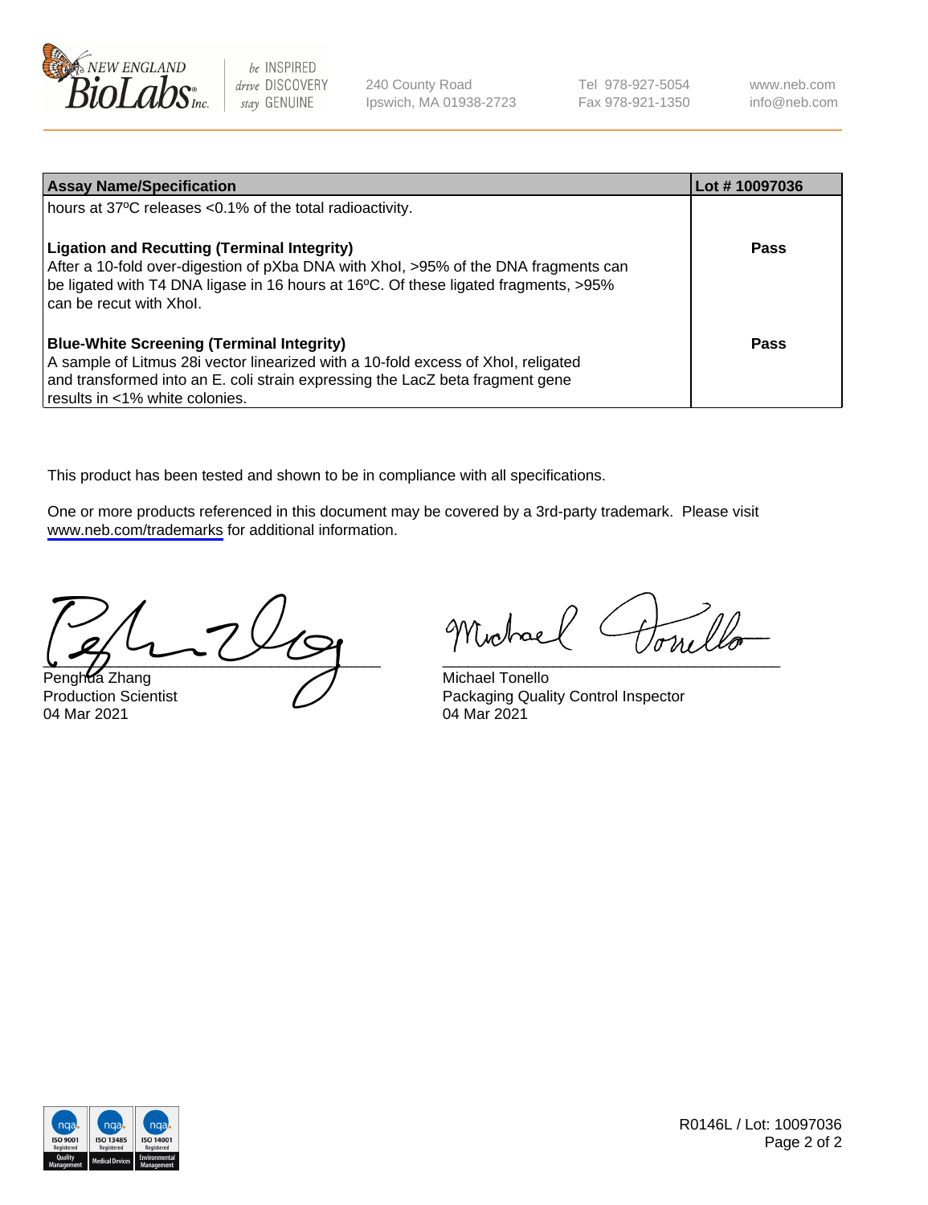| Assay Name/Specification | Lot # 10097036 |
|---|---|
| hours at 37ºC releases <0.1% of the total radioactivity. | |
| **Ligation and Recutting (Terminal Integrity)**<br>After a 10-fold over-digestion of pXba DNA with XhoI, >95% of the DNA fragments can be ligated with T4 DNA ligase in 16 hours at 16ºC. Of these ligated fragments, >95% can be recut with XhoI. | **Pass** |
| **Blue-White Screening (Terminal Integrity)**<br>A sample of Litmus 28i vector linearized with a 10-fold excess of XhoI, religated and transformed into an E. coli strain expressing the LacZ beta fragment gene results in <1% white colonies. | **Pass** |

This product has been tested and shown to be in compliance with all specifications.

One or more products referenced in this document may be covered by a 3rd-party trademark. Please visit www.neb.com/trademarks for additional information.

Penghua Zhang
Production Scientist
04 Mar 2021

Michael Tonello
Packaging Quality Control Inspector
04 Mar 2021

R0146L / Lot: 10097036